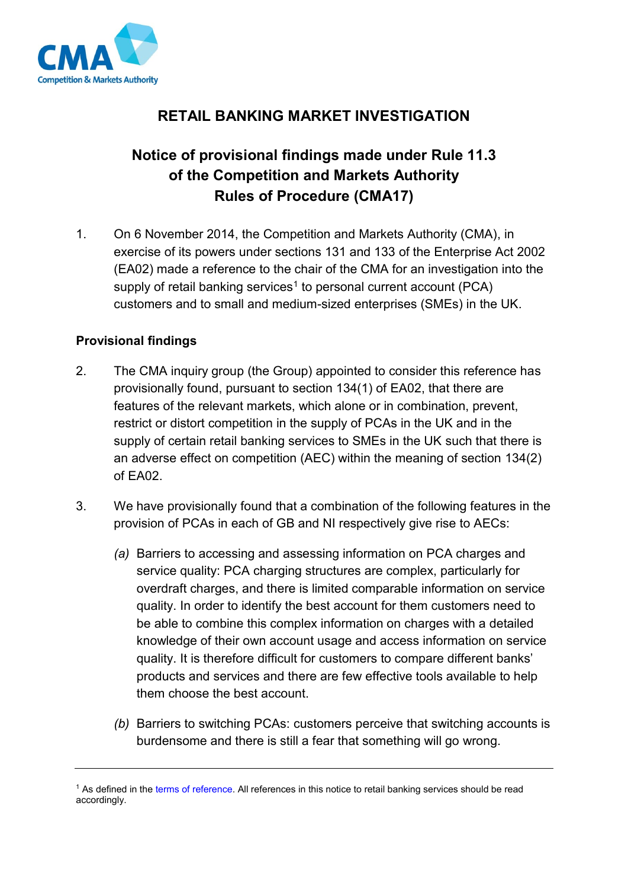# RETAIL BANKING MARKET INVESTIGATION

## Notice of provisional findings made under Rule 11.3 of the Competition and Markets Authority Rules of Procedure (CMA17)

1. On 6 November 2014, the Competition and Markets Authority (CMA), in exercise of its powers under sections 131 and 133 of the Enterprise Act 2002 (EA02) made a reference to the chair of the CMA for an investigation into the supply of retail banking services[1] to personal current account (PCA) customers and to small and medium-sized enterprises (SMEs) in the UK.

### Provisional findings

2. The CMA inquiry group (the Group) appointed to consider this reference has provisionally found, pursuant to section 134(1) of EA02, that there are features of the relevant markets, which alone or in combination, prevent, restrict or distort competition in the supply of PCAs in the UK and in the supply of certain retail banking services to SMEs in the UK such that there is an adverse effect on competition (AEC) within the meaning of section 134(2) of EA02.

3. We have provisionally found that a combination of the following features in the provision of PCAs in each of GB and NI respectively give rise to AECs:

   *(a)* Barriers to accessing and assessing information on PCA charges and service quality: PCA charging structures are complex, particularly for overdraft charges, and there is limited comparable information on service quality. In order to identify the best account for them customers need to be able to combine this complex information on charges with a detailed knowledge of their own account usage and access information on service quality. It is therefore difficult for customers to compare different banks' products and services and there are few effective tools available to help them choose the best account.

   *(b)* Barriers to switching PCAs: customers perceive that switching accounts is burdensome and there is still a fear that something will go wrong.

---

[1] As defined in the terms of reference. All references in this notice to retail banking services should be read accordingly.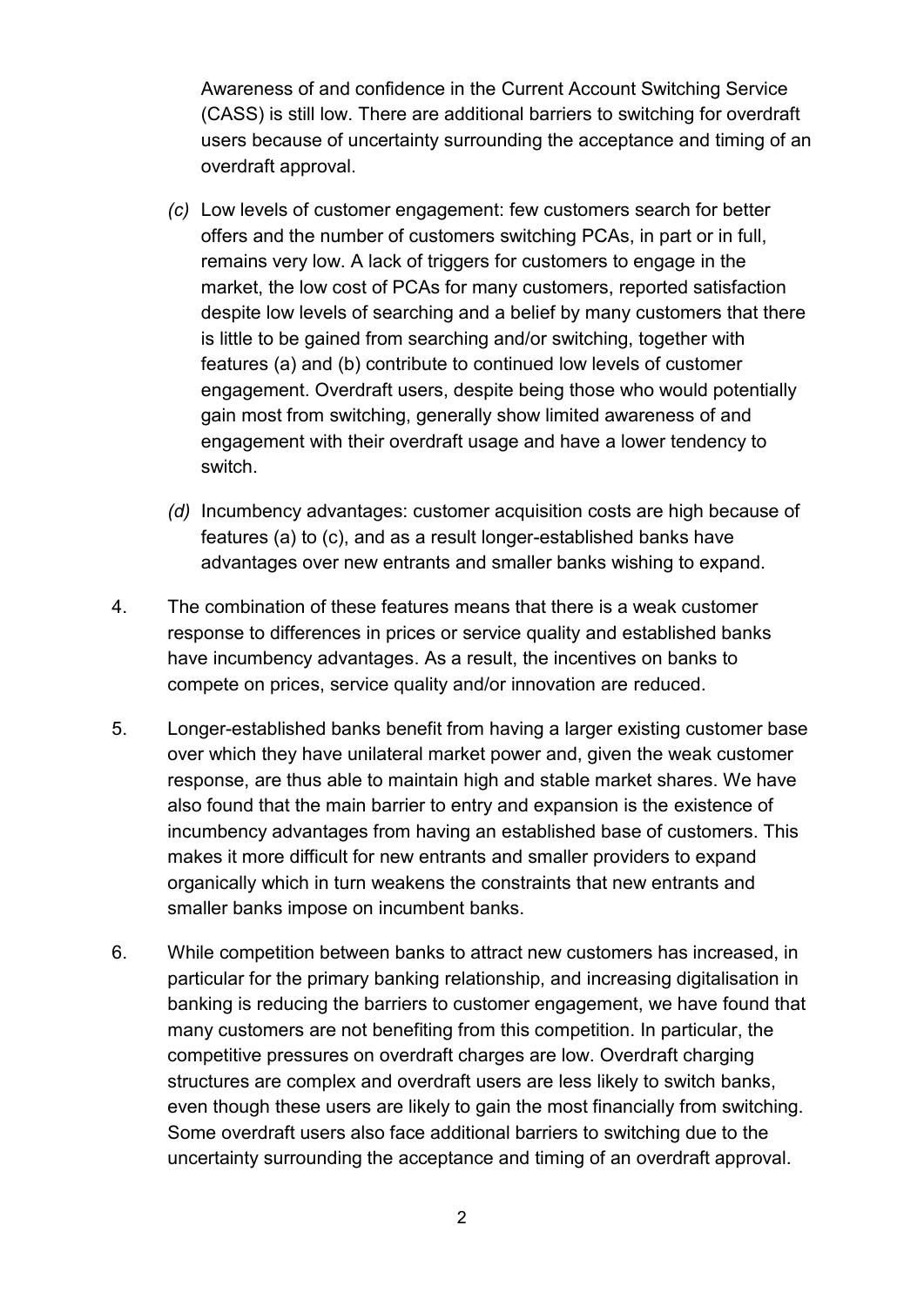Awareness of and confidence in the Current Account Switching Service (CASS) is still low. There are additional barriers to switching for overdraft users because of uncertainty surrounding the acceptance and timing of an overdraft approval.

*(c)* Low levels of customer engagement: few customers search for better offers and the number of customers switching PCAs, in part or in full, remains very low. A lack of triggers for customers to engage in the market, the low cost of PCAs for many customers, reported satisfaction despite low levels of searching and a belief by many customers that there is little to be gained from searching and/or switching, together with features (a) and (b) contribute to continued low levels of customer engagement. Overdraft users, despite being those who would potentially gain most from switching, generally show limited awareness of and engagement with their overdraft usage and have a lower tendency to switch.

*(d)* Incumbency advantages: customer acquisition costs are high because of features (a) to (c), and as a result longer-established banks have advantages over new entrants and smaller banks wishing to expand.

4. The combination of these features means that there is a weak customer response to differences in prices or service quality and established banks have incumbency advantages. As a result, the incentives on banks to compete on prices, service quality and/or innovation are reduced.

5. Longer-established banks benefit from having a larger existing customer base over which they have unilateral market power and, given the weak customer response, are thus able to maintain high and stable market shares. We have also found that the main barrier to entry and expansion is the existence of incumbency advantages from having an established base of customers. This makes it more difficult for new entrants and smaller providers to expand organically which in turn weakens the constraints that new entrants and smaller banks impose on incumbent banks.

6. While competition between banks to attract new customers has increased, in particular for the primary banking relationship, and increasing digitalisation in banking is reducing the barriers to customer engagement, we have found that many customers are not benefiting from this competition. In particular, the competitive pressures on overdraft charges are low. Overdraft charging structures are complex and overdraft users are less likely to switch banks, even though these users are likely to gain the most financially from switching. Some overdraft users also face additional barriers to switching due to the uncertainty surrounding the acceptance and timing of an overdraft approval.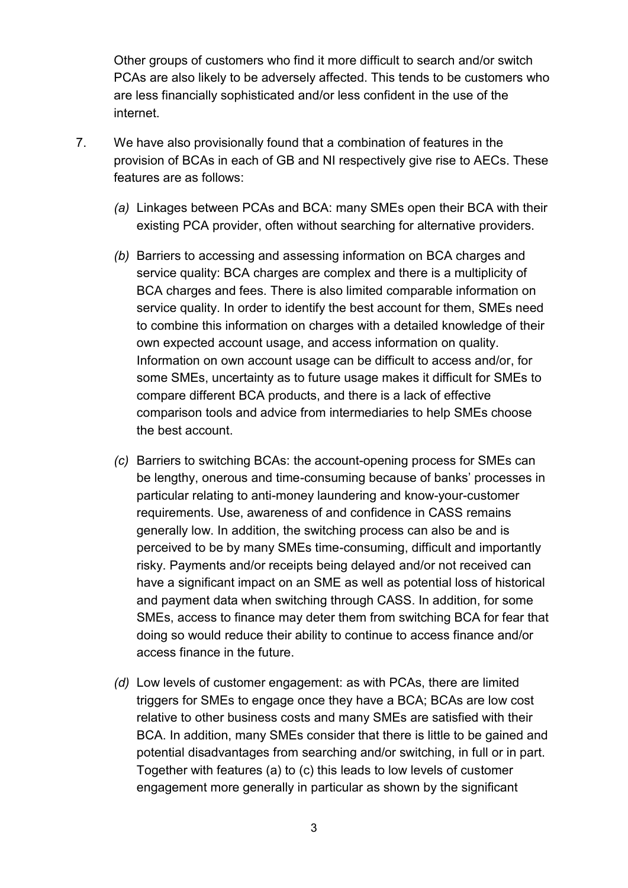Other groups of customers who find it more difficult to search and/or switch PCAs are also likely to be adversely affected. This tends to be customers who are less financially sophisticated and/or less confident in the use of the internet.

7. We have also provisionally found that a combination of features in the provision of BCAs in each of GB and NI respectively give rise to AECs. These features are as follows:

   *(a)* Linkages between PCAs and BCA: many SMEs open their BCA with their existing PCA provider, often without searching for alternative providers.

   *(b)* Barriers to accessing and assessing information on BCA charges and service quality: BCA charges are complex and there is a multiplicity of BCA charges and fees. There is also limited comparable information on service quality. In order to identify the best account for them, SMEs need to combine this information on charges with a detailed knowledge of their own expected account usage, and access information on quality. Information on own account usage can be difficult to access and/or, for some SMEs, uncertainty as to future usage makes it difficult for SMEs to compare different BCA products, and there is a lack of effective comparison tools and advice from intermediaries to help SMEs choose the best account.

   *(c)* Barriers to switching BCAs: the account-opening process for SMEs can be lengthy, onerous and time-consuming because of banks' processes in particular relating to anti-money laundering and know-your-customer requirements. Use, awareness of and confidence in CASS remains generally low. In addition, the switching process can also be and is perceived to be by many SMEs time-consuming, difficult and importantly risky. Payments and/or receipts being delayed and/or not received can have a significant impact on an SME as well as potential loss of historical and payment data when switching through CASS. In addition, for some SMEs, access to finance may deter them from switching BCA for fear that doing so would reduce their ability to continue to access finance and/or access finance in the future.

   *(d)* Low levels of customer engagement: as with PCAs, there are limited triggers for SMEs to engage once they have a BCA; BCAs are low cost relative to other business costs and many SMEs are satisfied with their BCA. In addition, many SMEs consider that there is little to be gained and potential disadvantages from searching and/or switching, in full or in part. Together with features (a) to (c) this leads to low levels of customer engagement more generally in particular as shown by the significant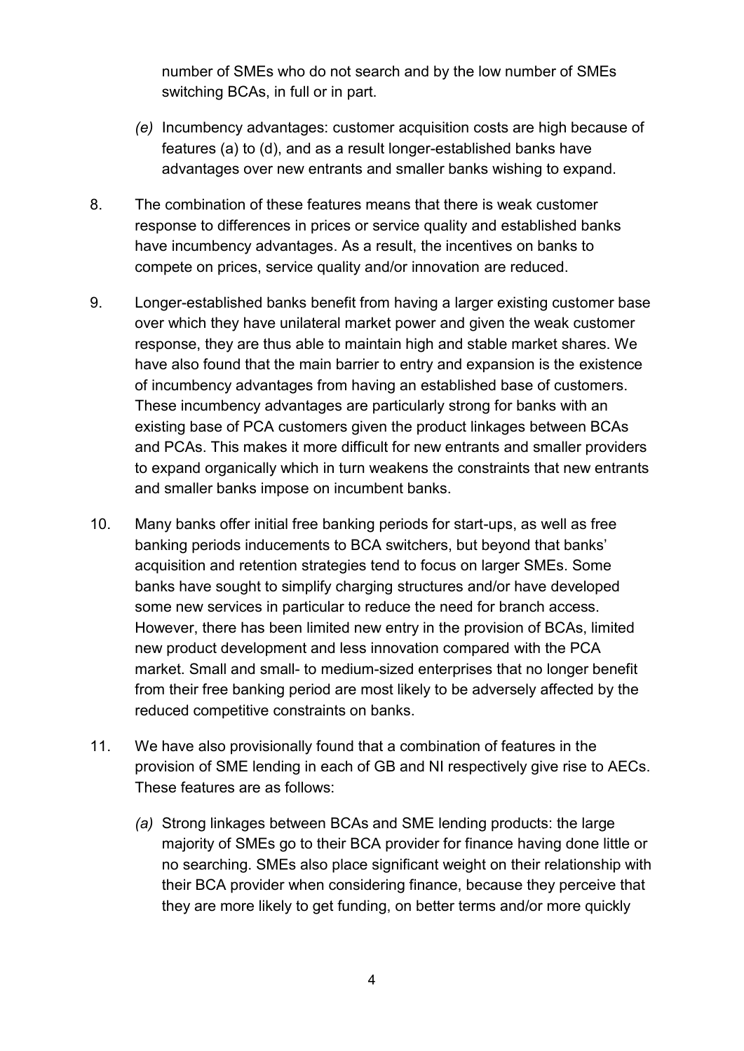number of SMEs who do not search and by the low number of SMEs switching BCAs, in full or in part.

*(e)* Incumbency advantages: customer acquisition costs are high because of features (a) to (d), and as a result longer-established banks have advantages over new entrants and smaller banks wishing to expand.

8. The combination of these features means that there is weak customer response to differences in prices or service quality and established banks have incumbency advantages. As a result, the incentives on banks to compete on prices, service quality and/or innovation are reduced.

9. Longer-established banks benefit from having a larger existing customer base over which they have unilateral market power and given the weak customer response, they are thus able to maintain high and stable market shares. We have also found that the main barrier to entry and expansion is the existence of incumbency advantages from having an established base of customers. These incumbency advantages are particularly strong for banks with an existing base of PCA customers given the product linkages between BCAs and PCAs. This makes it more difficult for new entrants and smaller providers to expand organically which in turn weakens the constraints that new entrants and smaller banks impose on incumbent banks.

10. Many banks offer initial free banking periods for start-ups, as well as free banking periods inducements to BCA switchers, but beyond that banks' acquisition and retention strategies tend to focus on larger SMEs. Some banks have sought to simplify charging structures and/or have developed some new services in particular to reduce the need for branch access. However, there has been limited new entry in the provision of BCAs, limited new product development and less innovation compared with the PCA market. Small and small- to medium-sized enterprises that no longer benefit from their free banking period are most likely to be adversely affected by the reduced competitive constraints on banks.

11. We have also provisionally found that a combination of features in the provision of SME lending in each of GB and NI respectively give rise to AECs. These features are as follows:

*(a)* Strong linkages between BCAs and SME lending products: the large majority of SMEs go to their BCA provider for finance having done little or no searching. SMEs also place significant weight on their relationship with their BCA provider when considering finance, because they perceive that they are more likely to get funding, on better terms and/or more quickly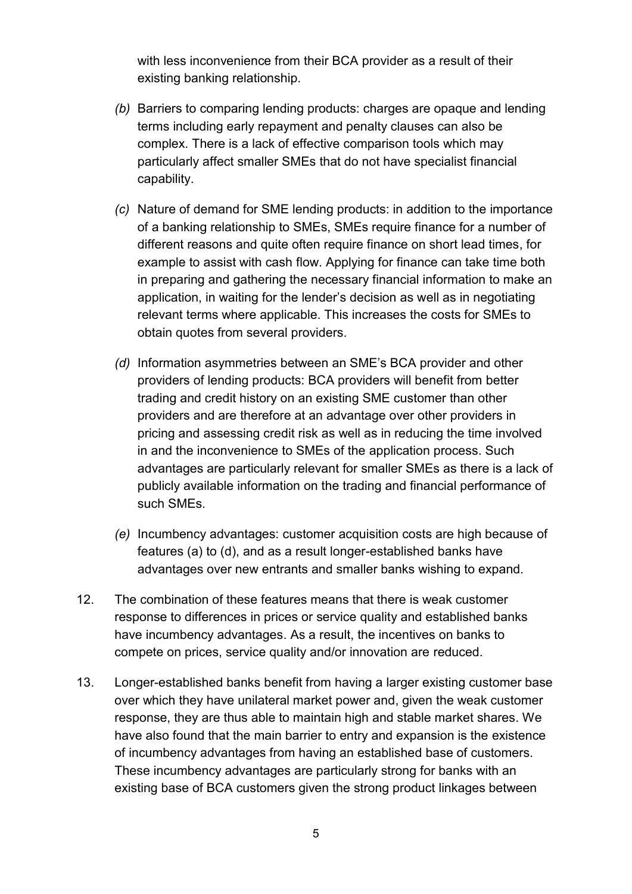with less inconvenience from their BCA provider as a result of their existing banking relationship.

*(b)* Barriers to comparing lending products: charges are opaque and lending terms including early repayment and penalty clauses can also be complex. There is a lack of effective comparison tools which may particularly affect smaller SMEs that do not have specialist financial capability.

*(c)* Nature of demand for SME lending products: in addition to the importance of a banking relationship to SMEs, SMEs require finance for a number of different reasons and quite often require finance on short lead times, for example to assist with cash flow. Applying for finance can take time both in preparing and gathering the necessary financial information to make an application, in waiting for the lender's decision as well as in negotiating relevant terms where applicable. This increases the costs for SMEs to obtain quotes from several providers.

*(d)* Information asymmetries between an SME's BCA provider and other providers of lending products: BCA providers will benefit from better trading and credit history on an existing SME customer than other providers and are therefore at an advantage over other providers in pricing and assessing credit risk as well as in reducing the time involved in and the inconvenience to SMEs of the application process. Such advantages are particularly relevant for smaller SMEs as there is a lack of publicly available information on the trading and financial performance of such SMEs.

*(e)* Incumbency advantages: customer acquisition costs are high because of features (a) to (d), and as a result longer-established banks have advantages over new entrants and smaller banks wishing to expand.

12. The combination of these features means that there is weak customer response to differences in prices or service quality and established banks have incumbency advantages. As a result, the incentives on banks to compete on prices, service quality and/or innovation are reduced.

13. Longer-established banks benefit from having a larger existing customer base over which they have unilateral market power and, given the weak customer response, they are thus able to maintain high and stable market shares. We have also found that the main barrier to entry and expansion is the existence of incumbency advantages from having an established base of customers. These incumbency advantages are particularly strong for banks with an existing base of BCA customers given the strong product linkages between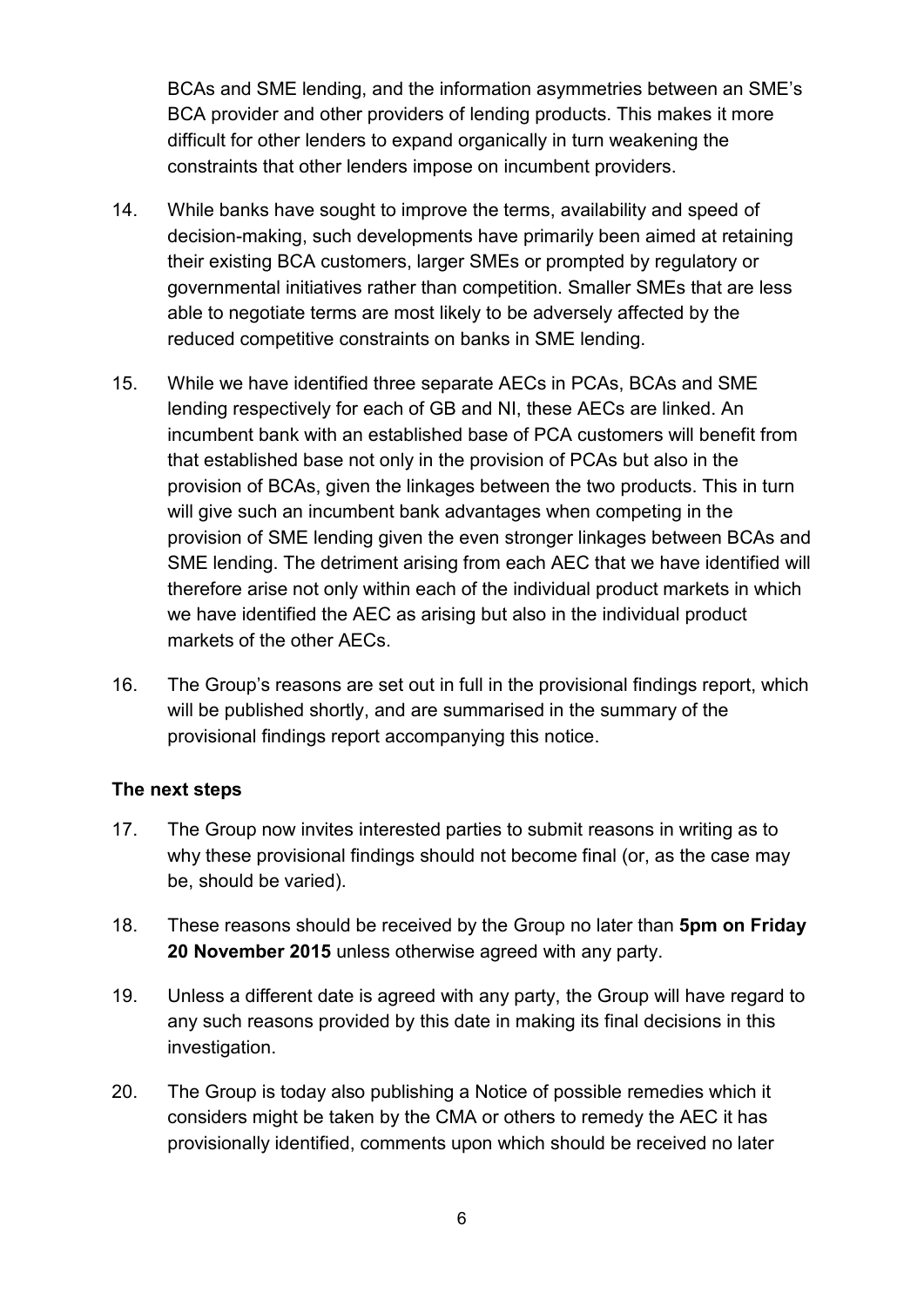BCAs and SME lending, and the information asymmetries between an SME's BCA provider and other providers of lending products. This makes it more difficult for other lenders to expand organically in turn weakening the constraints that other lenders impose on incumbent providers.

14. While banks have sought to improve the terms, availability and speed of decision-making, such developments have primarily been aimed at retaining their existing BCA customers, larger SMEs or prompted by regulatory or governmental initiatives rather than competition. Smaller SMEs that are less able to negotiate terms are most likely to be adversely affected by the reduced competitive constraints on banks in SME lending.

15. While we have identified three separate AECs in PCAs, BCAs and SME lending respectively for each of GB and NI, these AECs are linked. An incumbent bank with an established base of PCA customers will benefit from that established base not only in the provision of PCAs but also in the provision of BCAs, given the linkages between the two products. This in turn will give such an incumbent bank advantages when competing in the provision of SME lending given the even stronger linkages between BCAs and SME lending. The detriment arising from each AEC that we have identified will therefore arise not only within each of the individual product markets in which we have identified the AEC as arising but also in the individual product markets of the other AECs.

16. The Group's reasons are set out in full in the provisional findings report, which will be published shortly, and are summarised in the summary of the provisional findings report accompanying this notice.

**The next steps**

17. The Group now invites interested parties to submit reasons in writing as to why these provisional findings should not become final (or, as the case may be, should be varied).

18. These reasons should be received by the Group no later than **5pm on Friday 20 November 2015** unless otherwise agreed with any party.

19. Unless a different date is agreed with any party, the Group will have regard to any such reasons provided by this date in making its final decisions in this investigation.

20. The Group is today also publishing a Notice of possible remedies which it considers might be taken by the CMA or others to remedy the AEC it has provisionally identified, comments upon which should be received no later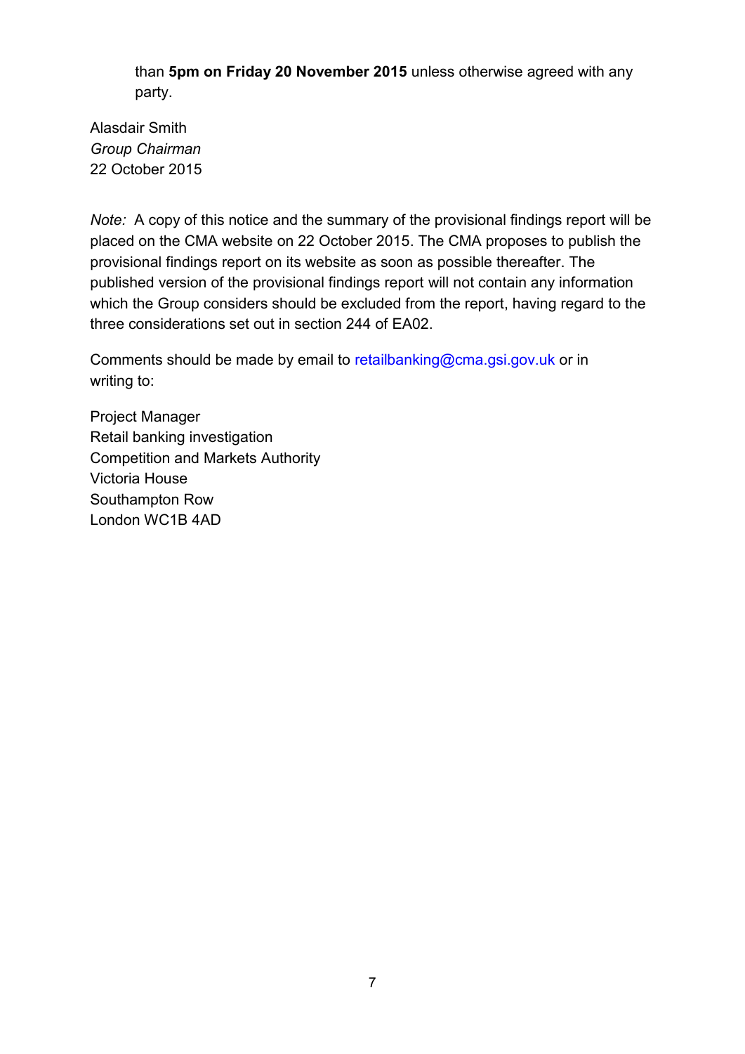than **5pm on Friday 20 November 2015** unless otherwise agreed with any party.

Alasdair Smith
*Group Chairman*
22 October 2015

*Note:* A copy of this notice and the summary of the provisional findings report will be placed on the CMA website on 22 October 2015. The CMA proposes to publish the provisional findings report on its website as soon as possible thereafter. The published version of the provisional findings report will not contain any information which the Group considers should be excluded from the report, having regard to the three considerations set out in section 244 of EA02.

Comments should be made by email to retailbanking@cma.gsi.gov.uk or in writing to:

Project Manager
Retail banking investigation
Competition and Markets Authority
Victoria House
Southampton Row
London WC1B 4AD